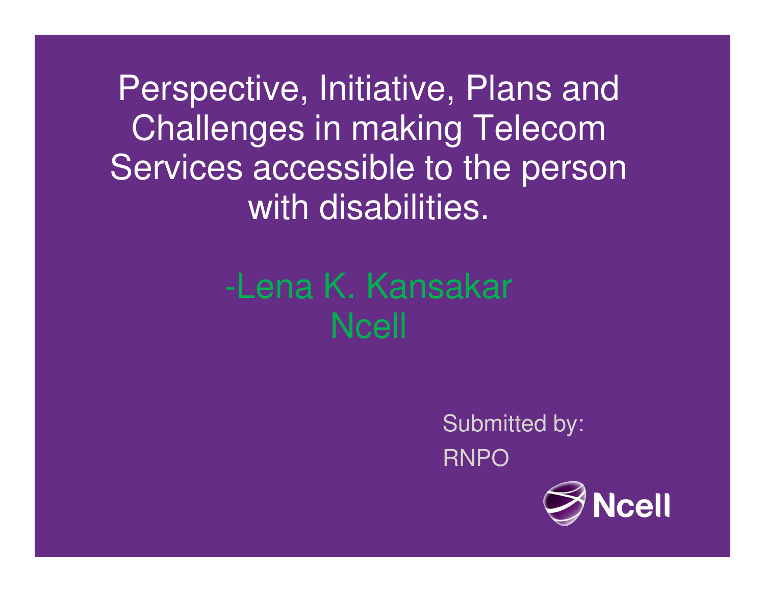# Perspective, Initiative, Plans and Challenges in making Telecom Services accessible to the person with disabilities.

-Lena K. Kansakar
Ncell

Submitted by:
RNPO

Ncell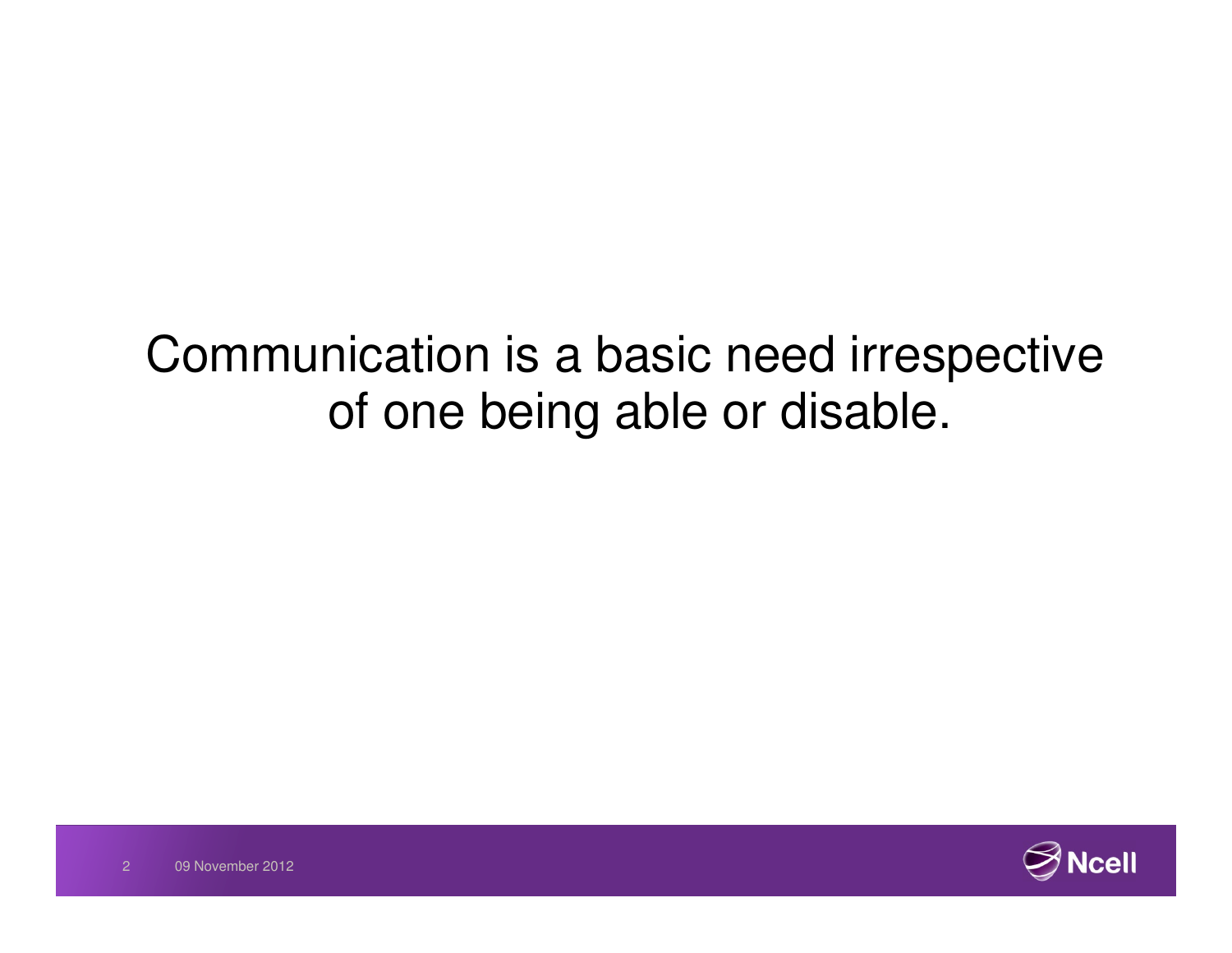Communication is a basic need irrespective of one being able or disable.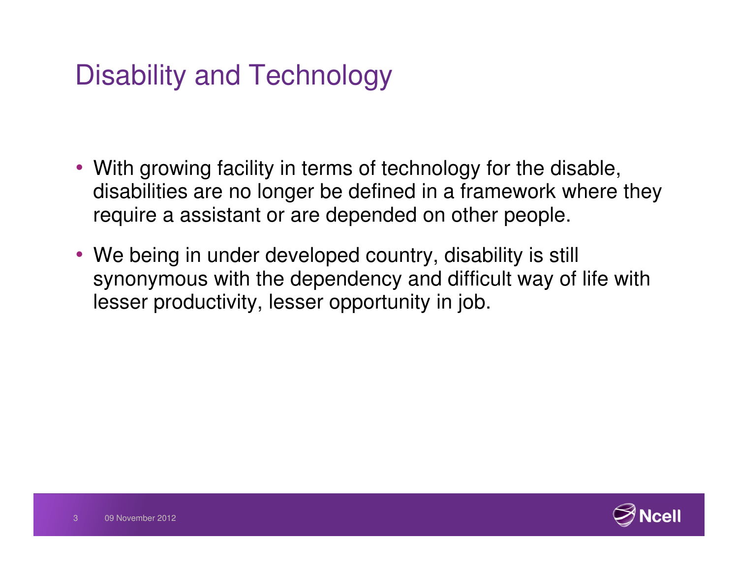# Disability and Technology

- With growing facility in terms of technology for the disable, disabilities are no longer be defined in a framework where they require a assistant or are depended on other people.
- We being in under developed country, disability is still synonymous with the dependency and difficult way of life with lesser productivity, lesser opportunity in job.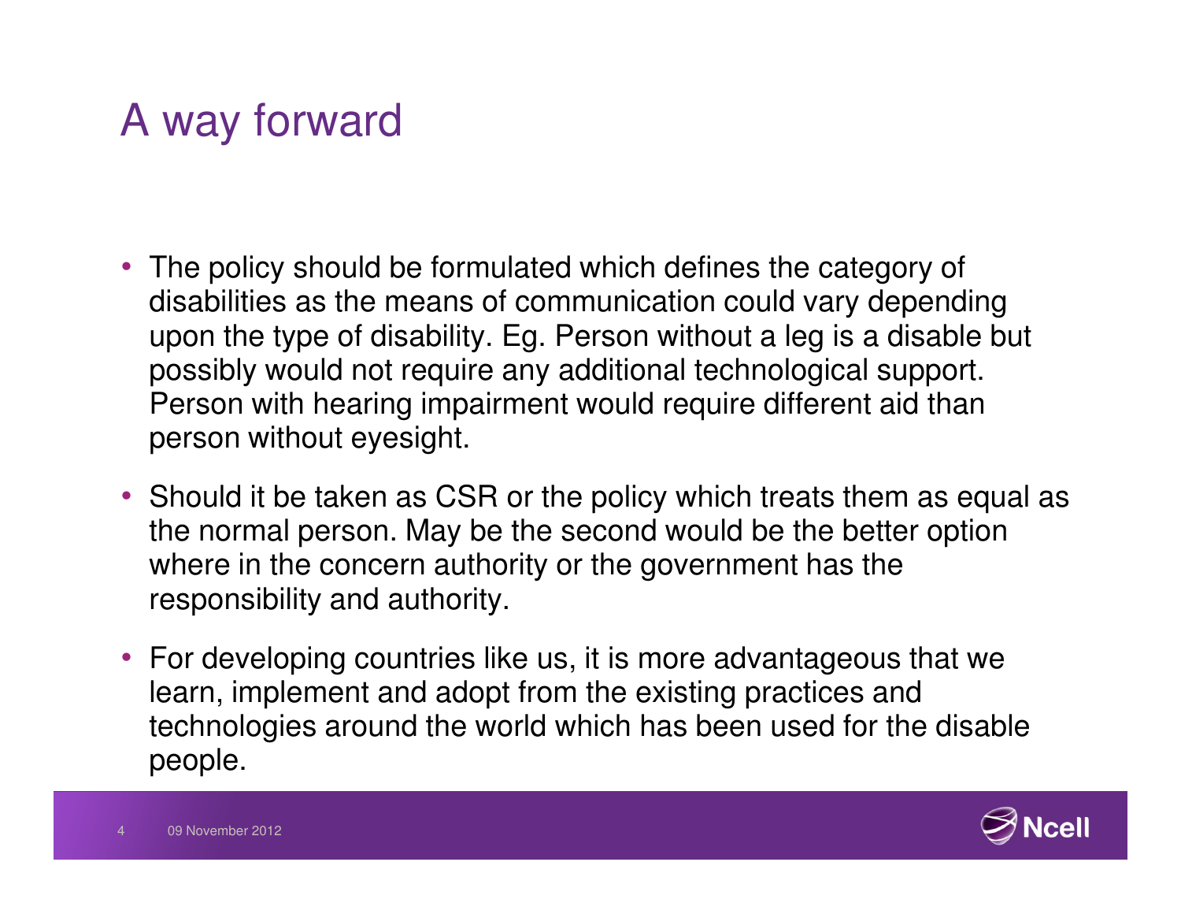# A way forward

- The policy should be formulated which defines the category of disabilities as the means of communication could vary depending upon the type of disability. Eg. Person without a leg is a disable but possibly would not require any additional technological support. Person with hearing impairment would require different aid than person without eyesight.
- Should it be taken as CSR or the policy which treats them as equal as the normal person. May be the second would be the better option where in the concern authority or the government has the responsibility and authority.
- For developing countries like us, it is more advantageous that we learn, implement and adopt from the existing practices and technologies around the world which has been used for the disable people.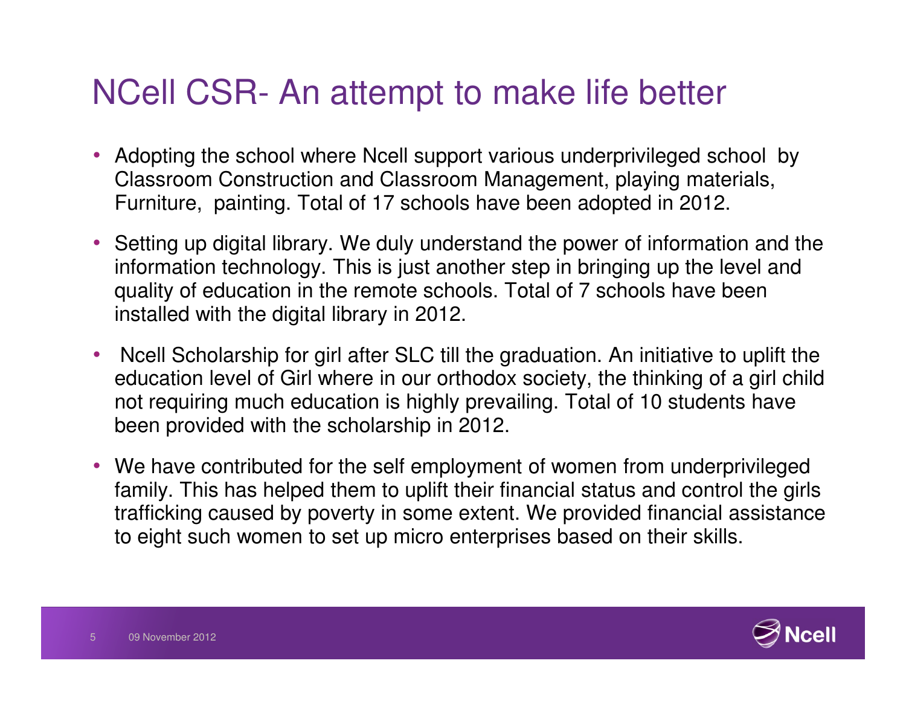# NCell CSR- An attempt to make life better

- Adopting the school where Ncell support various underprivileged school by Classroom Construction and Classroom Management, playing materials, Furniture, painting. Total of 17 schools have been adopted in 2012.
- Setting up digital library. We duly understand the power of information and the information technology. This is just another step in bringing up the level and quality of education in the remote schools. Total of 7 schools have been installed with the digital library in 2012.
- Ncell Scholarship for girl after SLC till the graduation. An initiative to uplift the education level of Girl where in our orthodox society, the thinking of a girl child not requiring much education is highly prevailing. Total of 10 students have been provided with the scholarship in 2012.
- We have contributed for the self employment of women from underprivileged family. This has helped them to uplift their financial status and control the girls trafficking caused by poverty in some extent. We provided financial assistance to eight such women to set up micro enterprises based on their skills.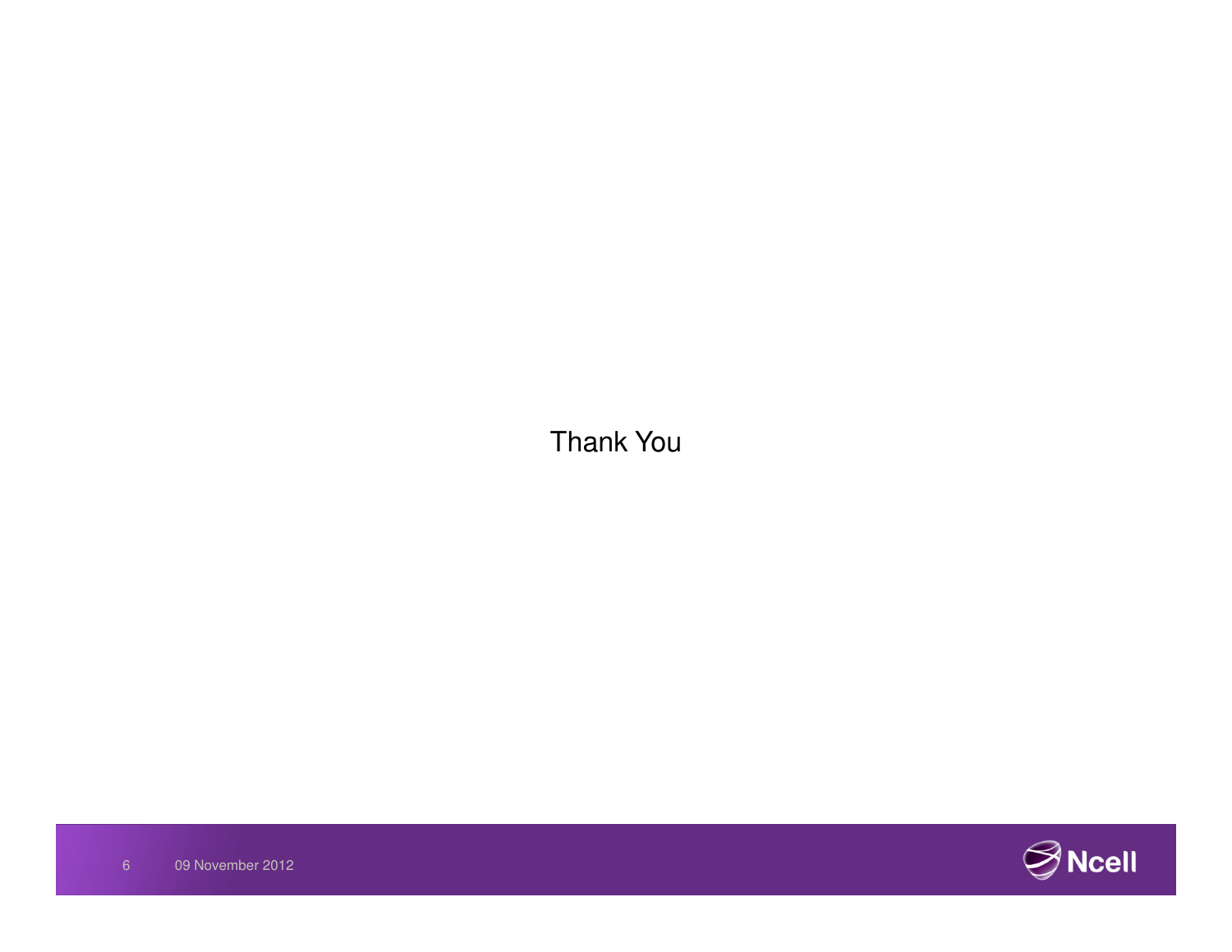Thank You